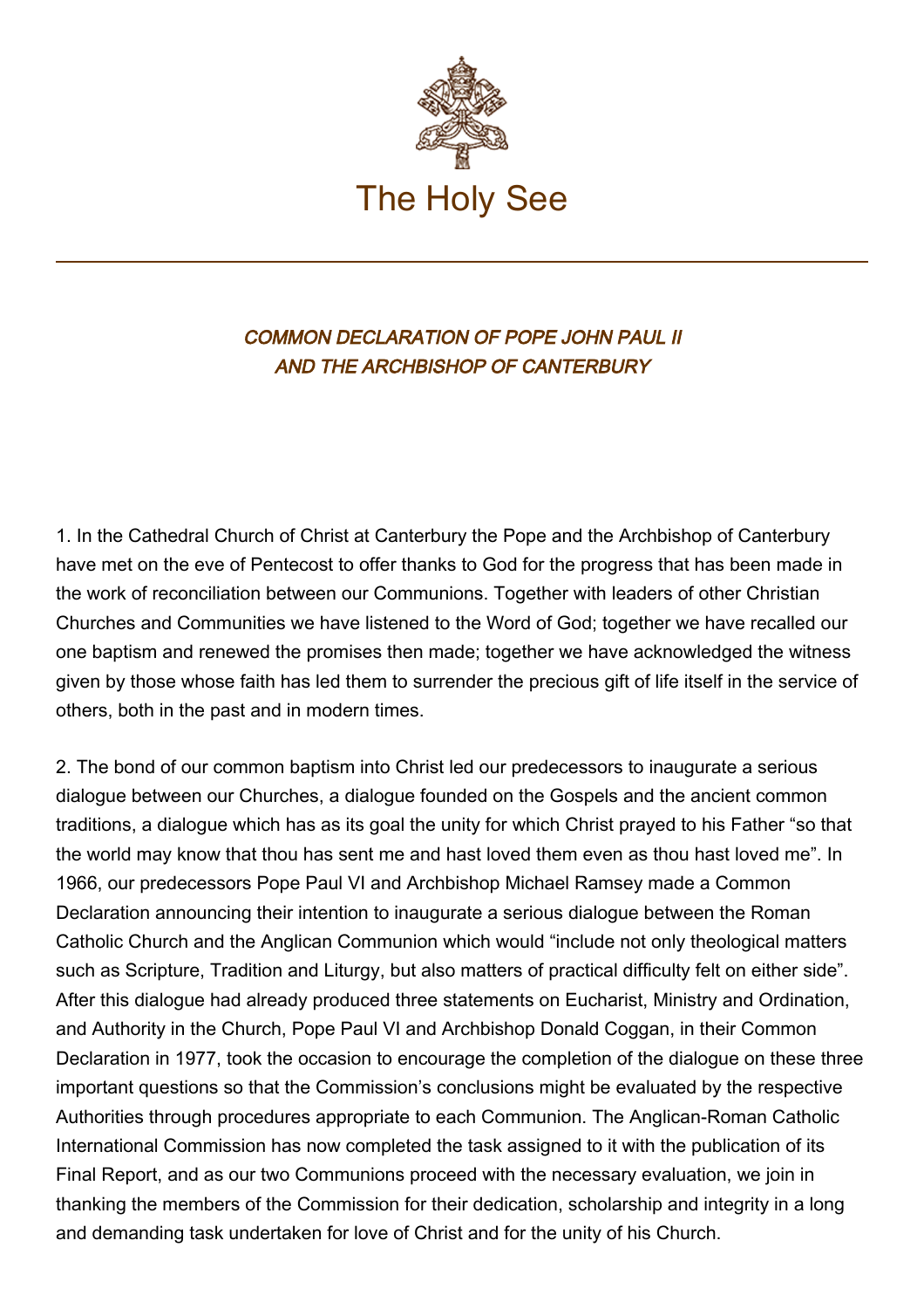The Holy See

---

## *COMMON DECLARATION OF POPE JOHN PAUL II AND THE ARCHBISHOP OF CANTERBURY*

1. In the Cathedral Church of Christ at Canterbury the Pope and the Archbishop of Canterbury have met on the eve of Pentecost to offer thanks to God for the progress that has been made in the work of reconciliation between our Communions. Together with leaders of other Christian Churches and Communities we have listened to the Word of God; together we have recalled our one baptism and renewed the promises then made; together we have acknowledged the witness given by those whose faith has led them to surrender the precious gift of life itself in the service of others, both in the past and in modern times.

2. The bond of our common baptism into Christ led our predecessors to inaugurate a serious dialogue between our Churches, a dialogue founded on the Gospels and the ancient common traditions, a dialogue which has as its goal the unity for which Christ prayed to his Father "so that the world may know that thou has sent me and hast loved them even as thou hast loved me". In 1966, our predecessors Pope Paul VI and Archbishop Michael Ramsey made a Common Declaration announcing their intention to inaugurate a serious dialogue between the Roman Catholic Church and the Anglican Communion which would "include not only theological matters such as Scripture, Tradition and Liturgy, but also matters of practical difficulty felt on either side". After this dialogue had already produced three statements on Eucharist, Ministry and Ordination, and Authority in the Church, Pope Paul VI and Archbishop Donald Coggan, in their Common Declaration in 1977, took the occasion to encourage the completion of the dialogue on these three important questions so that the Commission's conclusions might be evaluated by the respective Authorities through procedures appropriate to each Communion. The Anglican-Roman Catholic International Commission has now completed the task assigned to it with the publication of its Final Report, and as our two Communions proceed with the necessary evaluation, we join in thanking the members of the Commission for their dedication, scholarship and integrity in a long and demanding task undertaken for love of Christ and for the unity of his Church.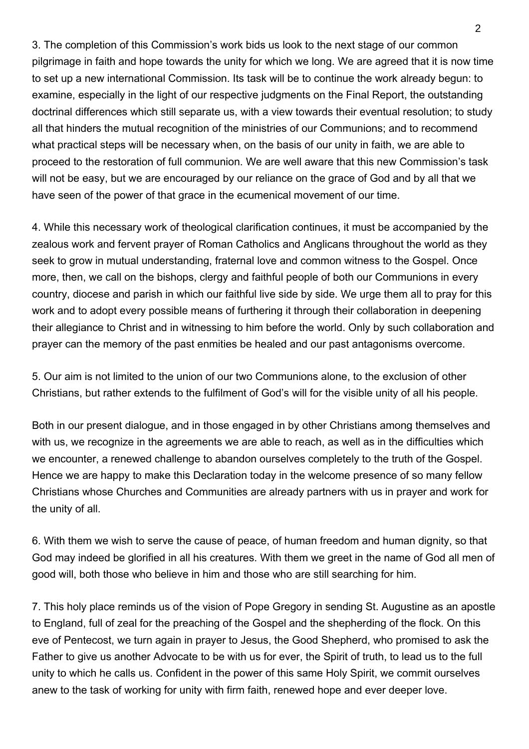3. The completion of this Commission's work bids us look to the next stage of our common pilgrimage in faith and hope towards the unity for which we long. We are agreed that it is now time to set up a new international Commission. Its task will be to continue the work already begun: to examine, especially in the light of our respective judgments on the Final Report, the outstanding doctrinal differences which still separate us, with a view towards their eventual resolution; to study all that hinders the mutual recognition of the ministries of our Communions; and to recommend what practical steps will be necessary when, on the basis of our unity in faith, we are able to proceed to the restoration of full communion. We are well aware that this new Commission's task will not be easy, but we are encouraged by our reliance on the grace of God and by all that we have seen of the power of that grace in the ecumenical movement of our time.

4. While this necessary work of theological clarification continues, it must be accompanied by the zealous work and fervent prayer of Roman Catholics and Anglicans throughout the world as they seek to grow in mutual understanding, fraternal love and common witness to the Gospel. Once more, then, we call on the bishops, clergy and faithful people of both our Communions in every country, diocese and parish in which our faithful live side by side. We urge them all to pray for this work and to adopt every possible means of furthering it through their collaboration in deepening their allegiance to Christ and in witnessing to him before the world. Only by such collaboration and prayer can the memory of the past enmities be healed and our past antagonisms overcome.

5. Our aim is not limited to the union of our two Communions alone, to the exclusion of other Christians, but rather extends to the fulfilment of God's will for the visible unity of all his people.

Both in our present dialogue, and in those engaged in by other Christians among themselves and with us, we recognize in the agreements we are able to reach, as well as in the difficulties which we encounter, a renewed challenge to abandon ourselves completely to the truth of the Gospel. Hence we are happy to make this Declaration today in the welcome presence of so many fellow Christians whose Churches and Communities are already partners with us in prayer and work for the unity of all.

6. With them we wish to serve the cause of peace, of human freedom and human dignity, so that God may indeed be glorified in all his creatures. With them we greet in the name of God all men of good will, both those who believe in him and those who are still searching for him.

7. This holy place reminds us of the vision of Pope Gregory in sending St. Augustine as an apostle to England, full of zeal for the preaching of the Gospel and the shepherding of the flock. On this eve of Pentecost, we turn again in prayer to Jesus, the Good Shepherd, who promised to ask the Father to give us another Advocate to be with us for ever, the Spirit of truth, to lead us to the full unity to which he calls us. Confident in the power of this same Holy Spirit, we commit ourselves anew to the task of working for unity with firm faith, renewed hope and ever deeper love.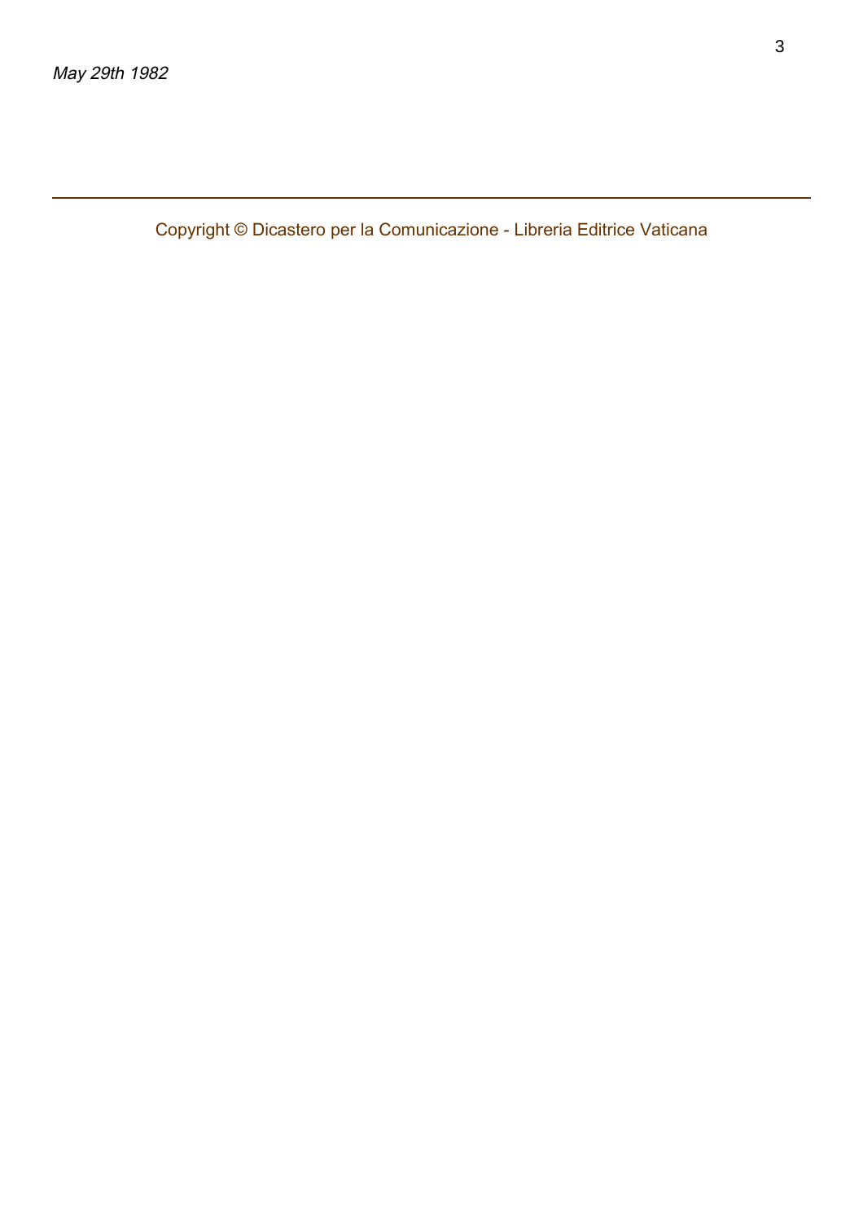*May 29th 1982*

---

Copyright © Dicastero per la Comunicazione - Libreria Editrice Vaticana